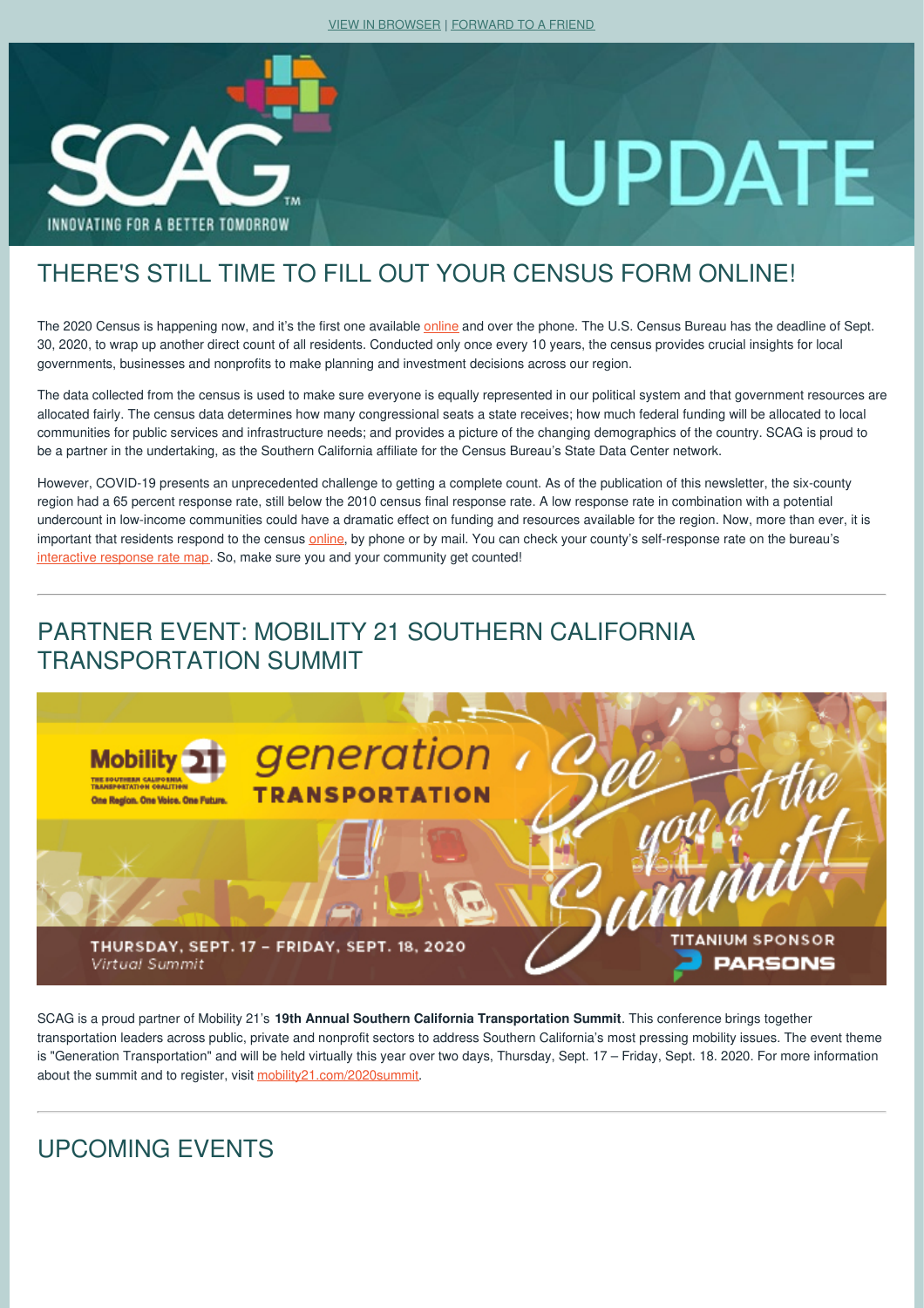VIEW IN BROWSER | FORWARD TO A FRIEND

SCAG™ INNOVATING FOR A BETTER TOMORROW

UPDATE

## THERE'S STILL TIME TO FILL OUT YOUR CENSUS FORM ONLINE!

The 2020 Census is happening now, and it's the first one available online and over the phone. The U.S. Census Bureau has the deadline of Sept. 30, 2020, to wrap up another direct count of all residents. Conducted only once every 10 years, the census provides crucial insights for local governments, businesses and nonprofits to make planning and investment decisions across our region.

The data collected from the census is used to make sure everyone is equally represented in our political system and that government resources are allocated fairly. The census data determines how many congressional seats a state receives; how much federal funding will be allocated to local communities for public services and infrastructure needs; and provides a picture of the changing demographics of the country. SCAG is proud to be a partner in the undertaking, as the Southern California affiliate for the Census Bureau's State Data Center network.

However, COVID-19 presents an unprecedented challenge to getting a complete count. As of the publication of this newsletter, the six-county region had a 65 percent response rate, still below the 2010 census final response rate. A low response rate in combination with a potential undercount in low-income communities could have a dramatic effect on funding and resources available for the region. Now, more than ever, it is important that residents respond to the census online, by phone or by mail. You can check your county's self-response rate on the bureau's interactive response rate map. So, make sure you and your community get counted!

---

## PARTNER EVENT: MOBILITY 21 SOUTHERN CALIFORNIA TRANSPORTATION SUMMIT

Mobility 21 — generation TRANSPORTATION — See you at the Summit! — THURSDAY, SEPT. 17 – FRIDAY, SEPT. 18, 2020 *Virtual Summit* — TITANIUM SPONSOR PARSONS

SCAG is a proud partner of Mobility 21's **19th Annual Southern California Transportation Summit**. This conference brings together transportation leaders across public, private and nonprofit sectors to address Southern California's most pressing mobility issues. The event theme is "Generation Transportation" and will be held virtually this year over two days, Thursday, Sept. 17 – Friday, Sept. 18. 2020. For more information about the summit and to register, visit mobility21.com/2020summit.

---

## UPCOMING EVENTS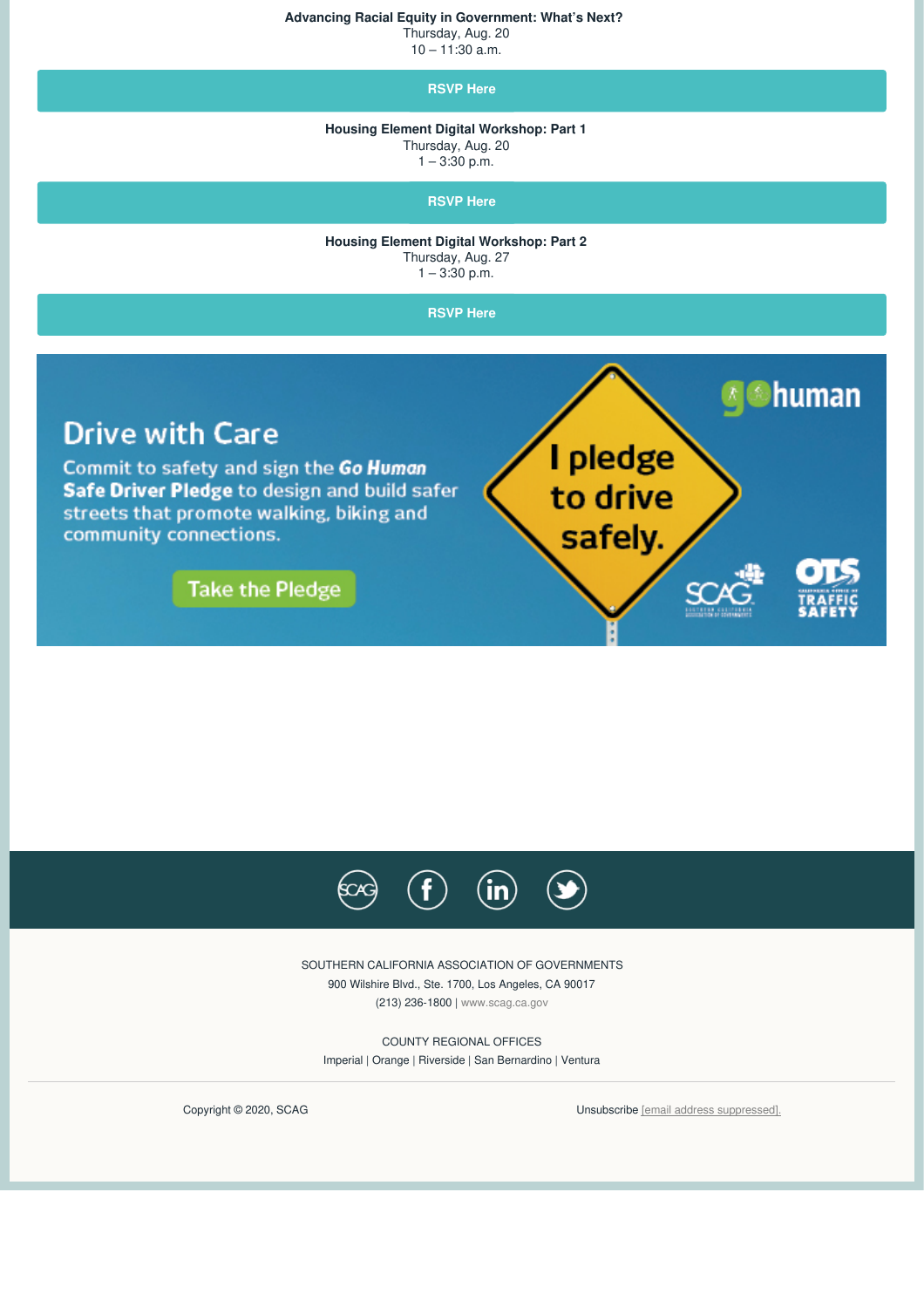**Advancing Racial Equity in Government: What's Next?**
Thursday, Aug. 20
10 – 11:30 a.m.

**RSVP Here**

**Housing Element Digital Workshop: Part 1**
Thursday, Aug. 20
1 – 3:30 p.m.

**RSVP Here**

**Housing Element Digital Workshop: Part 2**
Thursday, Aug. 27
1 – 3:30 p.m.

**RSVP Here**

## Drive with Care

Commit to safety and sign the ***Go Human* Safe Driver Pledge** to design and build safer streets that promote walking, biking and community connections.

Take the Pledge

I pledge to drive safely.

go human

SCAG

OTS TRAFFIC SAFETY

SOUTHERN CALIFORNIA ASSOCIATION OF GOVERNMENTS
900 Wilshire Blvd., Ste. 1700, Los Angeles, CA 90017
(213) 236-1800 | www.scag.ca.gov

COUNTY REGIONAL OFFICES
Imperial | Orange | Riverside | San Bernardino | Ventura

Copyright © 2020, SCAG

Unsubscribe [email address suppressed].